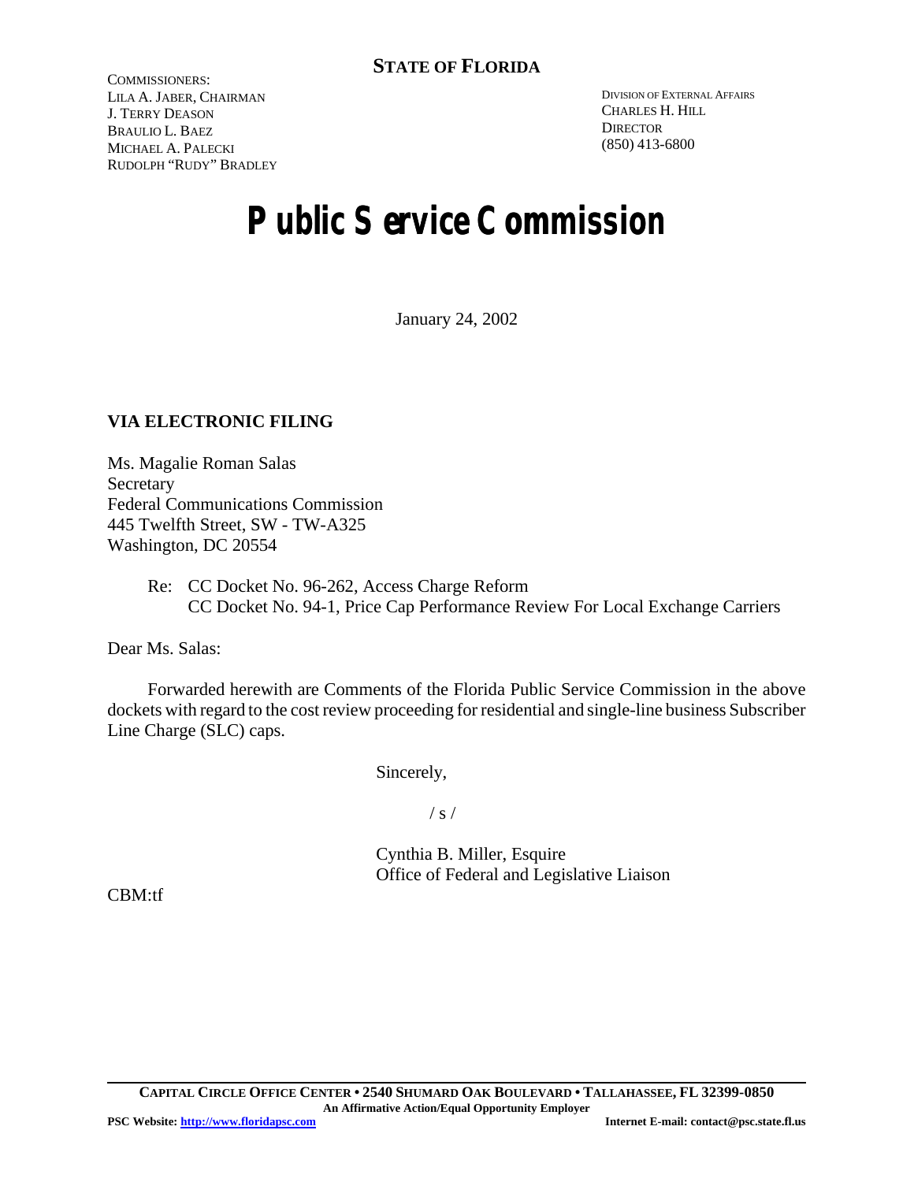**STATE OF FLORIDA**

COMMISSIONERS:
LILA A. JABER, CHAIRMAN
J. TERRY DEASON
BRAULIO L. BAEZ
MICHAEL A. PALECKI
RUDOLPH "RUDY" BRADLEY

DIVISION OF EXTERNAL AFFAIRS
CHARLES H. HILL
DIRECTOR
(850) 413-6800

# Public Service Commission

January 24, 2002

**VIA ELECTRONIC FILING**

Ms. Magalie Roman Salas
Secretary
Federal Communications Commission
445 Twelfth Street, SW - TW-A325
Washington, DC 20554

Re: CC Docket No. 96-262, Access Charge Reform
CC Docket No. 94-1, Price Cap Performance Review For Local Exchange Carriers

Dear Ms. Salas:

Forwarded herewith are Comments of the Florida Public Service Commission in the above dockets with regard to the cost review proceeding for residential and single-line business Subscriber Line Charge (SLC) caps.

Sincerely,

/ s /

Cynthia B. Miller, Esquire
Office of Federal and Legislative Liaison

CBM:tf

CAPITAL CIRCLE OFFICE CENTER • 2540 SHUMARD OAK BOULEVARD • TALLAHASSEE, FL 32399-0850
An Affirmative Action/Equal Opportunity Employer
PSC Website: http://www.floridapsc.com Internet E-mail: contact@psc.state.fl.us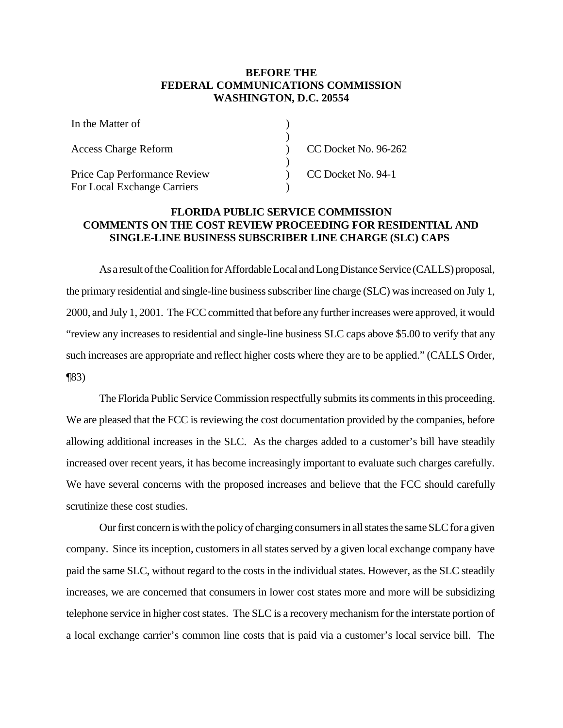**BEFORE THE**
**FEDERAL COMMUNICATIONS COMMISSION**
**WASHINGTON, D.C. 20554**

| In the Matter of | ) | |
|---|---|---|
| | ) | |
| Access Charge Reform | ) | CC Docket No. 96-262 |
| | ) | |
| Price Cap Performance Review For Local Exchange Carriers | ) | CC Docket No. 94-1 |

**FLORIDA PUBLIC SERVICE COMMISSION COMMENTS ON THE COST REVIEW PROCEEDING FOR RESIDENTIAL AND SINGLE-LINE BUSINESS SUBSCRIBER LINE CHARGE (SLC) CAPS**

As a result of the Coalition for Affordable Local and Long Distance Service (CALLS) proposal, the primary residential and single-line business subscriber line charge (SLC) was increased on July 1, 2000, and July 1, 2001. The FCC committed that before any further increases were approved, it would "review any increases to residential and single-line business SLC caps above $5.00 to verify that any such increases are appropriate and reflect higher costs where they are to be applied." (CALLS Order, ¶83)

The Florida Public Service Commission respectfully submits its comments in this proceeding. We are pleased that the FCC is reviewing the cost documentation provided by the companies, before allowing additional increases in the SLC. As the charges added to a customer's bill have steadily increased over recent years, it has become increasingly important to evaluate such charges carefully. We have several concerns with the proposed increases and believe that the FCC should carefully scrutinize these cost studies.

Our first concern is with the policy of charging consumers in all states the same SLC for a given company. Since its inception, customers in all states served by a given local exchange company have paid the same SLC, without regard to the costs in the individual states. However, as the SLC steadily increases, we are concerned that consumers in lower cost states more and more will be subsidizing telephone service in higher cost states. The SLC is a recovery mechanism for the interstate portion of a local exchange carrier's common line costs that is paid via a customer's local service bill. The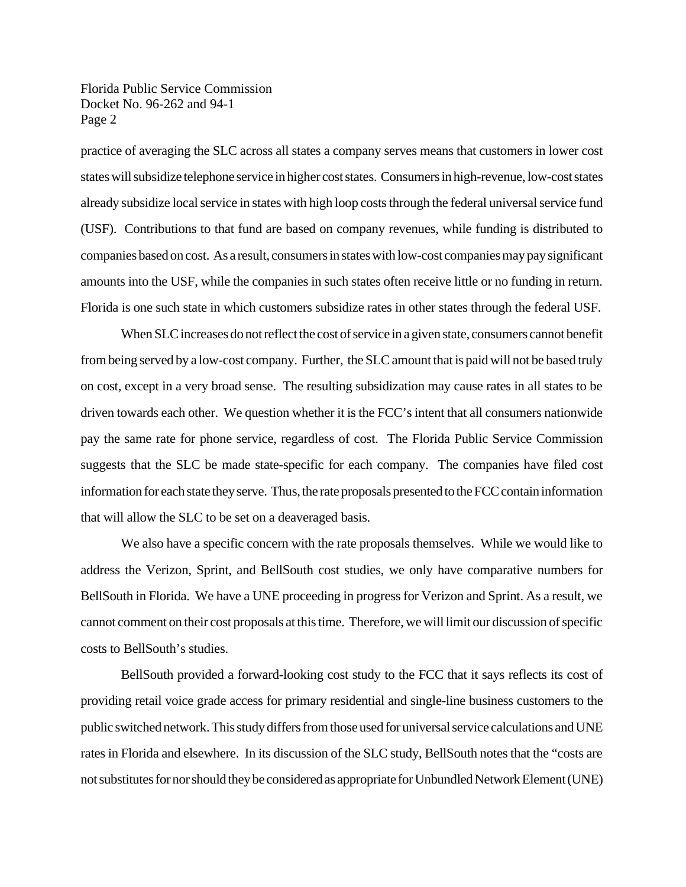practice of averaging the SLC across all states a company serves means that customers in lower cost states will subsidize telephone service in higher cost states. Consumers in high-revenue, low-cost states already subsidize local service in states with high loop costs through the federal universal service fund (USF). Contributions to that fund are based on company revenues, while funding is distributed to companies based on cost. As a result, consumers in states with low-cost companies may pay significant amounts into the USF, while the companies in such states often receive little or no funding in return. Florida is one such state in which customers subsidize rates in other states through the federal USF.

When SLC increases do not reflect the cost of service in a given state, consumers cannot benefit from being served by a low-cost company. Further, the SLC amount that is paid will not be based truly on cost, except in a very broad sense. The resulting subsidization may cause rates in all states to be driven towards each other. We question whether it is the FCC's intent that all consumers nationwide pay the same rate for phone service, regardless of cost. The Florida Public Service Commission suggests that the SLC be made state-specific for each company. The companies have filed cost information for each state they serve. Thus, the rate proposals presented to the FCC contain information that will allow the SLC to be set on a deaveraged basis.

We also have a specific concern with the rate proposals themselves. While we would like to address the Verizon, Sprint, and BellSouth cost studies, we only have comparative numbers for BellSouth in Florida. We have a UNE proceeding in progress for Verizon and Sprint. As a result, we cannot comment on their cost proposals at this time. Therefore, we will limit our discussion of specific costs to BellSouth's studies.

BellSouth provided a forward-looking cost study to the FCC that it says reflects its cost of providing retail voice grade access for primary residential and single-line business customers to the public switched network. This study differs from those used for universal service calculations and UNE rates in Florida and elsewhere. In its discussion of the SLC study, BellSouth notes that the "costs are not substitutes for nor should they be considered as appropriate for Unbundled Network Element (UNE)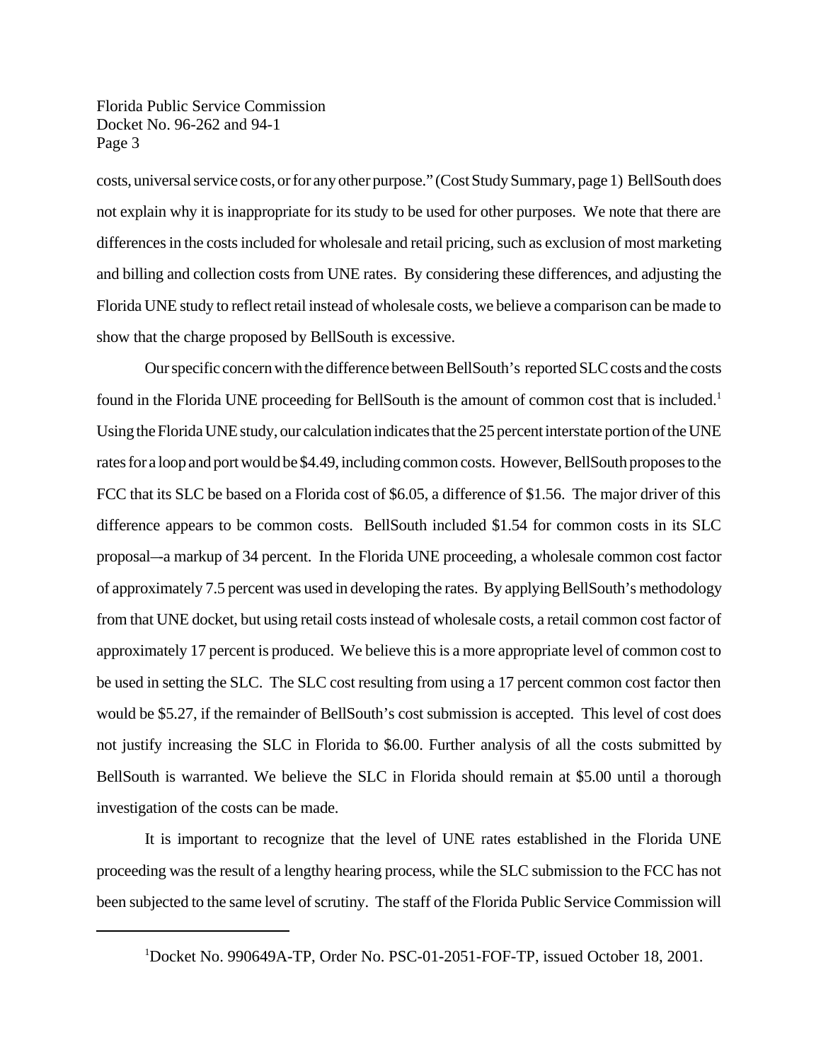costs, universal service costs, or for any other purpose." (Cost Study Summary, page 1) BellSouth does not explain why it is inappropriate for its study to be used for other purposes. We note that there are differences in the costs included for wholesale and retail pricing, such as exclusion of most marketing and billing and collection costs from UNE rates. By considering these differences, and adjusting the Florida UNE study to reflect retail instead of wholesale costs, we believe a comparison can be made to show that the charge proposed by BellSouth is excessive.

Our specific concern with the difference between BellSouth's reported SLC costs and the costs found in the Florida UNE proceeding for BellSouth is the amount of common cost that is included.[1] Using the Florida UNE study, our calculation indicates that the 25 percent interstate portion of the UNE rates for a loop and port would be \$4.49, including common costs. However, BellSouth proposes to the FCC that its SLC be based on a Florida cost of \$6.05, a difference of \$1.56. The major driver of this difference appears to be common costs. BellSouth included \$1.54 for common costs in its SLC proposal—a markup of 34 percent. In the Florida UNE proceeding, a wholesale common cost factor of approximately 7.5 percent was used in developing the rates. By applying BellSouth's methodology from that UNE docket, but using retail costs instead of wholesale costs, a retail common cost factor of approximately 17 percent is produced. We believe this is a more appropriate level of common cost to be used in setting the SLC. The SLC cost resulting from using a 17 percent common cost factor then would be \$5.27, if the remainder of BellSouth's cost submission is accepted. This level of cost does not justify increasing the SLC in Florida to \$6.00. Further analysis of all the costs submitted by BellSouth is warranted. We believe the SLC in Florida should remain at \$5.00 until a thorough investigation of the costs can be made.

It is important to recognize that the level of UNE rates established in the Florida UNE proceeding was the result of a lengthy hearing process, while the SLC submission to the FCC has not been subjected to the same level of scrutiny. The staff of the Florida Public Service Commission will

[1] Docket No. 990649A-TP, Order No. PSC-01-2051-FOF-TP, issued October 18, 2001.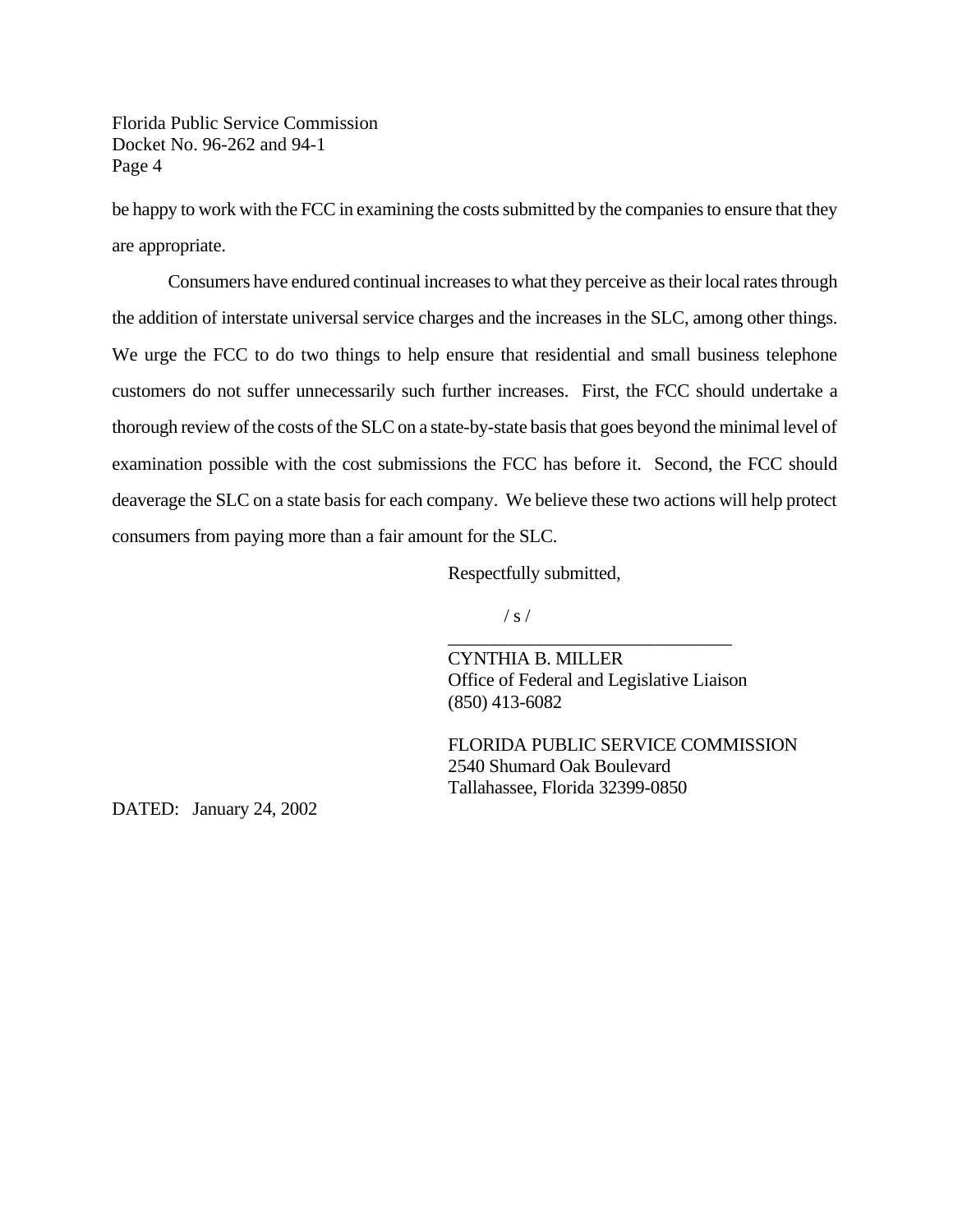be happy to work with the FCC in examining the costs submitted by the companies to ensure that they are appropriate.

Consumers have endured continual increases to what they perceive as their local rates through the addition of interstate universal service charges and the increases in the SLC, among other things. We urge the FCC to do two things to help ensure that residential and small business telephone customers do not suffer unnecessarily such further increases. First, the FCC should undertake a thorough review of the costs of the SLC on a state-by-state basis that goes beyond the minimal level of examination possible with the cost submissions the FCC has before it. Second, the FCC should deaverage the SLC on a state basis for each company. We believe these two actions will help protect consumers from paying more than a fair amount for the SLC.

Respectfully submitted,

/ s /

_______________________________

CYNTHIA B. MILLER
Office of Federal and Legislative Liaison
(850) 413-6082

FLORIDA PUBLIC SERVICE COMMISSION
2540 Shumard Oak Boulevard
Tallahassee, Florida 32399-0850

DATED: January 24, 2002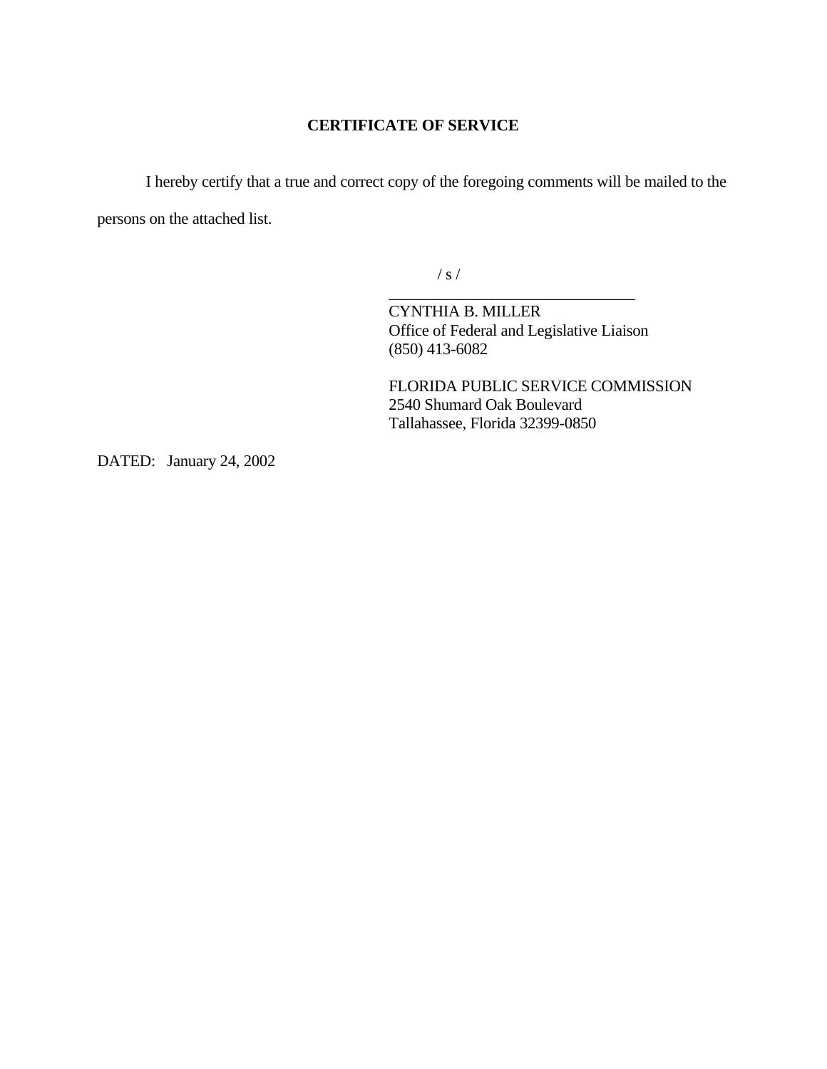## CERTIFICATE OF SERVICE

I hereby certify that a true and correct copy of the foregoing comments will be mailed to the persons on the attached list.

/ s /

\_\_\_\_\_\_\_\_\_\_\_\_\_\_\_\_\_\_\_\_\_\_\_\_\_\_\_\_\_\_\_\_

CYNTHIA B. MILLER
Office of Federal and Legislative Liaison
(850) 413-6082

FLORIDA PUBLIC SERVICE COMMISSION
2540 Shumard Oak Boulevard
Tallahassee, Florida 32399-0850

DATED: January 24, 2002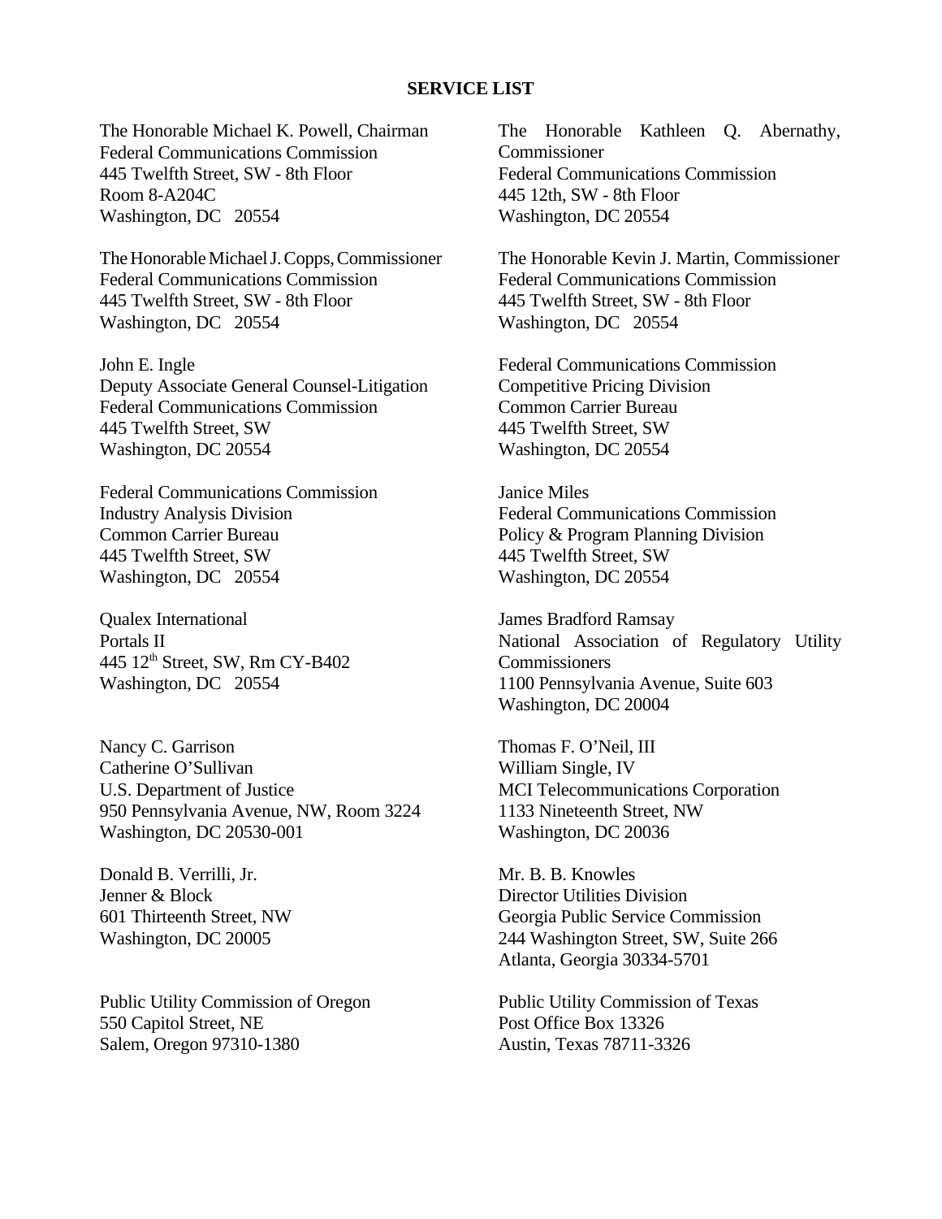**SERVICE LIST**

The Honorable Michael K. Powell, Chairman
Federal Communications Commission
445 Twelfth Street, SW - 8th Floor
Room 8-A204C
Washington, DC 20554

The Honorable Kathleen Q. Abernathy, Commissioner
Federal Communications Commission
445 12th, SW - 8th Floor
Washington, DC 20554

The Honorable Michael J. Copps, Commissioner
Federal Communications Commission
445 Twelfth Street, SW - 8th Floor
Washington, DC 20554

The Honorable Kevin J. Martin, Commissioner
Federal Communications Commission
445 Twelfth Street, SW - 8th Floor
Washington, DC 20554

John E. Ingle
Deputy Associate General Counsel-Litigation
Federal Communications Commission
445 Twelfth Street, SW
Washington, DC 20554

Federal Communications Commission
Competitive Pricing Division
Common Carrier Bureau
445 Twelfth Street, SW
Washington, DC 20554

Federal Communications Commission
Industry Analysis Division
Common Carrier Bureau
445 Twelfth Street, SW
Washington, DC 20554

Janice Miles
Federal Communications Commission
Policy & Program Planning Division
445 Twelfth Street, SW
Washington, DC 20554

Qualex International
Portals II
445 12th Street, SW, Rm CY-B402
Washington, DC 20554

James Bradford Ramsay
National Association of Regulatory Utility Commissioners
1100 Pennsylvania Avenue, Suite 603
Washington, DC 20004

Nancy C. Garrison
Catherine O'Sullivan
U.S. Department of Justice
950 Pennsylvania Avenue, NW, Room 3224
Washington, DC 20530-001

Thomas F. O'Neil, III
William Single, IV
MCI Telecommunications Corporation
1133 Nineteenth Street, NW
Washington, DC 20036

Donald B. Verrilli, Jr.
Jenner & Block
601 Thirteenth Street, NW
Washington, DC 20005

Mr. B. B. Knowles
Director Utilities Division
Georgia Public Service Commission
244 Washington Street, SW, Suite 266
Atlanta, Georgia 30334-5701

Public Utility Commission of Oregon
550 Capitol Street, NE
Salem, Oregon 97310-1380

Public Utility Commission of Texas
Post Office Box 13326
Austin, Texas 78711-3326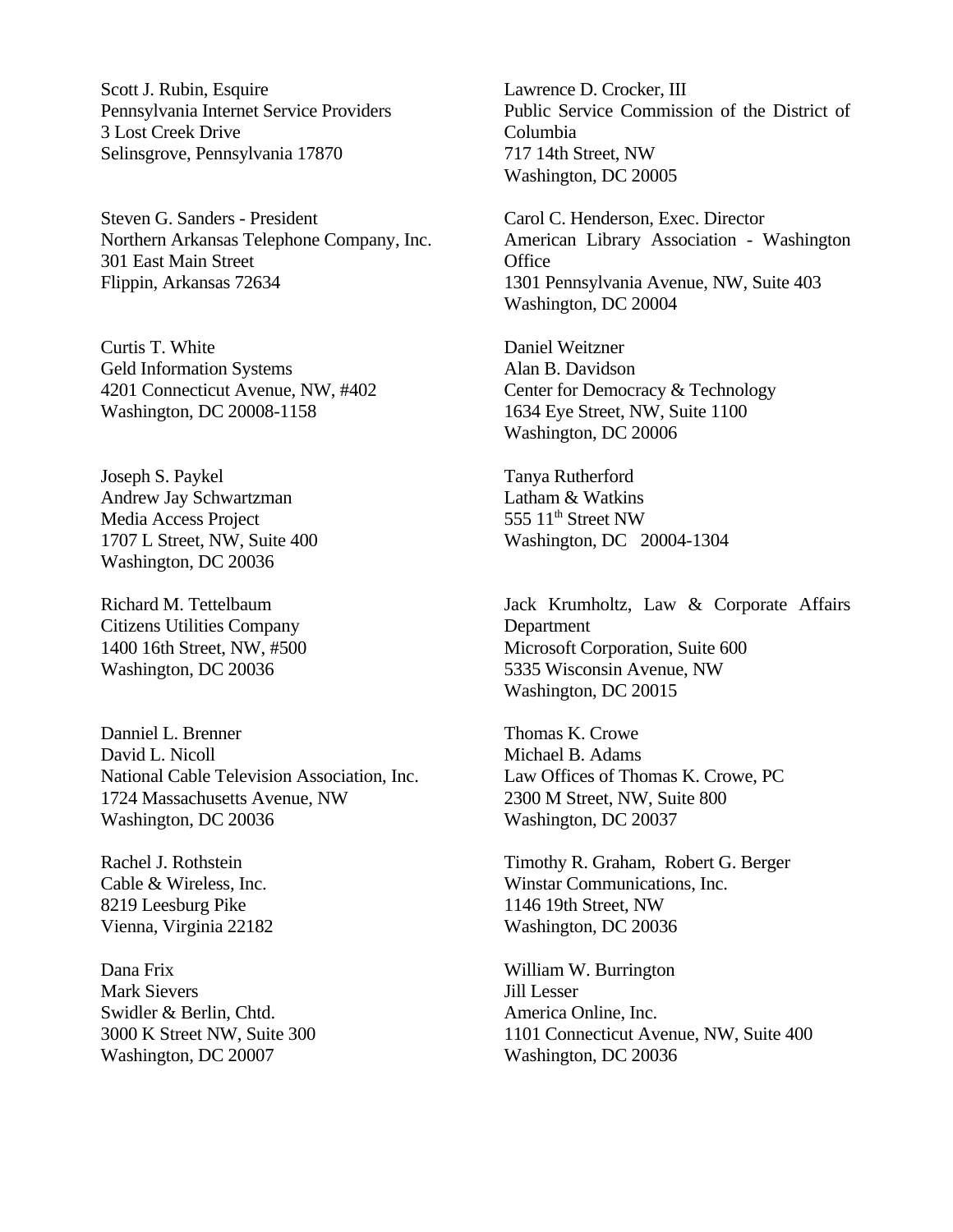Scott J. Rubin, Esquire
Pennsylvania Internet Service Providers
3 Lost Creek Drive
Selinsgrove, Pennsylvania 17870

Steven G. Sanders - President
Northern Arkansas Telephone Company, Inc.
301 East Main Street
Flippin, Arkansas 72634

Curtis T. White
Geld Information Systems
4201 Connecticut Avenue, NW, #402
Washington, DC 20008-1158

Joseph S. Paykel
Andrew Jay Schwartzman
Media Access Project
1707 L Street, NW, Suite 400
Washington, DC 20036

Richard M. Tettelbaum
Citizens Utilities Company
1400 16th Street, NW, #500
Washington, DC 20036

Danniel L. Brenner
David L. Nicoll
National Cable Television Association, Inc.
1724 Massachusetts Avenue, NW
Washington, DC 20036

Rachel J. Rothstein
Cable & Wireless, Inc.
8219 Leesburg Pike
Vienna, Virginia 22182

Dana Frix
Mark Sievers
Swidler & Berlin, Chtd.
3000 K Street NW, Suite 300
Washington, DC 20007

Lawrence D. Crocker, III
Public Service Commission of the District of Columbia
717 14th Street, NW
Washington, DC 20005

Carol C. Henderson, Exec. Director
American Library Association - Washington Office
1301 Pennsylvania Avenue, NW, Suite 403
Washington, DC 20004

Daniel Weitzner
Alan B. Davidson
Center for Democracy & Technology
1634 Eye Street, NW, Suite 1100
Washington, DC 20006

Tanya Rutherford
Latham & Watkins
555 11th Street NW
Washington, DC 20004-1304

Jack Krumholtz, Law & Corporate Affairs Department
Microsoft Corporation, Suite 600
5335 Wisconsin Avenue, NW
Washington, DC 20015

Thomas K. Crowe
Michael B. Adams
Law Offices of Thomas K. Crowe, PC
2300 M Street, NW, Suite 800
Washington, DC 20037

Timothy R. Graham, Robert G. Berger
Winstar Communications, Inc.
1146 19th Street, NW
Washington, DC 20036

William W. Burrington
Jill Lesser
America Online, Inc.
1101 Connecticut Avenue, NW, Suite 400
Washington, DC 20036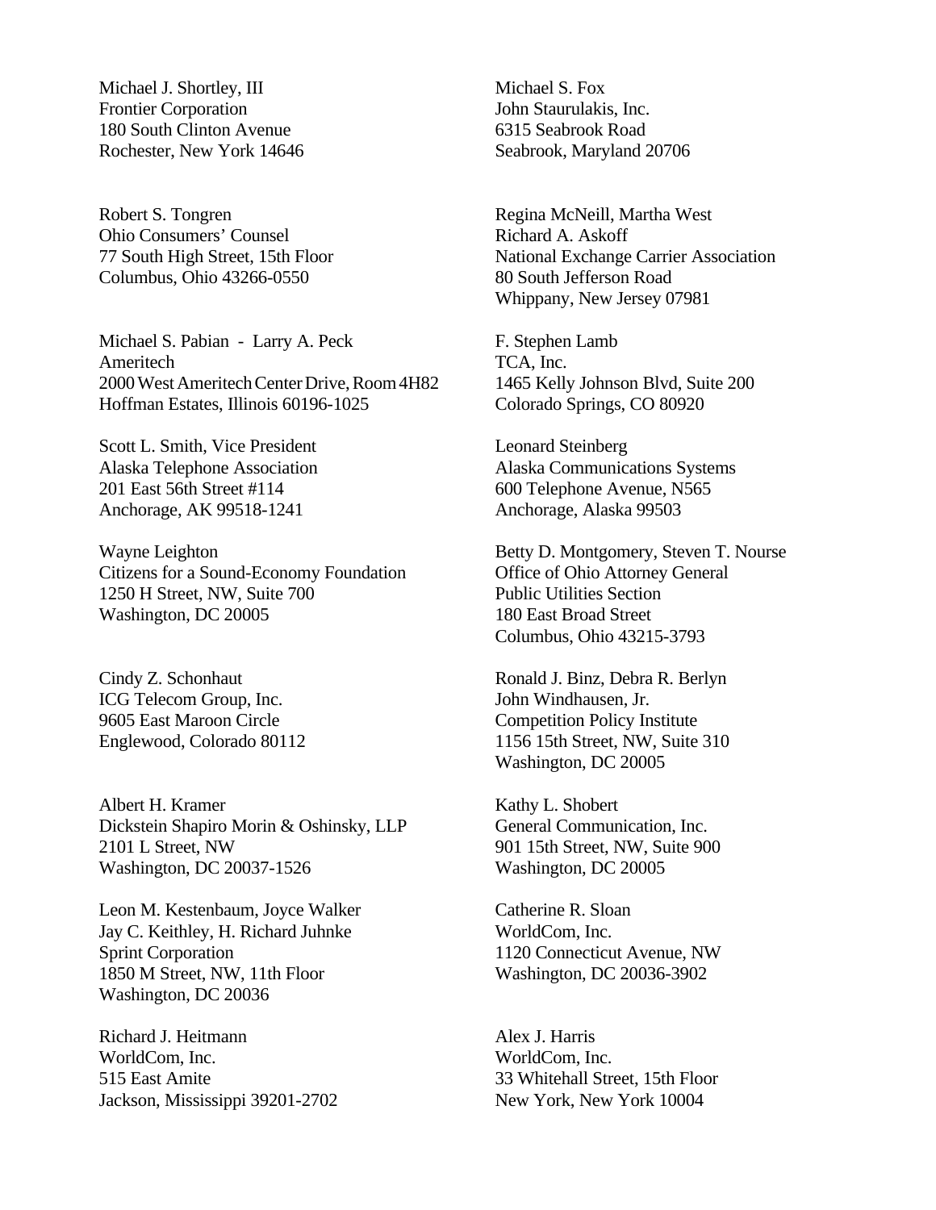Michael J. Shortley, III
Frontier Corporation
180 South Clinton Avenue
Rochester, New York 14646

Michael S. Fox
John Staurulakis, Inc.
6315 Seabrook Road
Seabrook, Maryland 20706

Robert S. Tongren
Ohio Consumers' Counsel
77 South High Street, 15th Floor
Columbus, Ohio 43266-0550

Regina McNeill, Martha West
Richard A. Askoff
National Exchange Carrier Association
80 South Jefferson Road
Whippany, New Jersey 07981

Michael S. Pabian - Larry A. Peck
Ameritech
2000 West Ameritech Center Drive, Room 4H82
Hoffman Estates, Illinois 60196-1025

F. Stephen Lamb
TCA, Inc.
1465 Kelly Johnson Blvd, Suite 200
Colorado Springs, CO 80920

Scott L. Smith, Vice President
Alaska Telephone Association
201 East 56th Street #114
Anchorage, AK 99518-1241

Leonard Steinberg
Alaska Communications Systems
600 Telephone Avenue, N565
Anchorage, Alaska 99503

Wayne Leighton
Citizens for a Sound-Economy Foundation
1250 H Street, NW, Suite 700
Washington, DC 20005

Betty D. Montgomery, Steven T. Nourse
Office of Ohio Attorney General
Public Utilities Section
180 East Broad Street
Columbus, Ohio 43215-3793

Cindy Z. Schonhaut
ICG Telecom Group, Inc.
9605 East Maroon Circle
Englewood, Colorado 80112

Ronald J. Binz, Debra R. Berlyn
John Windhausen, Jr.
Competition Policy Institute
1156 15th Street, NW, Suite 310
Washington, DC 20005

Albert H. Kramer
Dickstein Shapiro Morin & Oshinsky, LLP
2101 L Street, NW
Washington, DC 20037-1526

Kathy L. Shobert
General Communication, Inc.
901 15th Street, NW, Suite 900
Washington, DC 20005

Leon M. Kestenbaum, Joyce Walker
Jay C. Keithley, H. Richard Juhnke
Sprint Corporation
1850 M Street, NW, 11th Floor
Washington, DC 20036

Catherine R. Sloan
WorldCom, Inc.
1120 Connecticut Avenue, NW
Washington, DC 20036-3902

Richard J. Heitmann
WorldCom, Inc.
515 East Amite
Jackson, Mississippi 39201-2702

Alex J. Harris
WorldCom, Inc.
33 Whitehall Street, 15th Floor
New York, New York 10004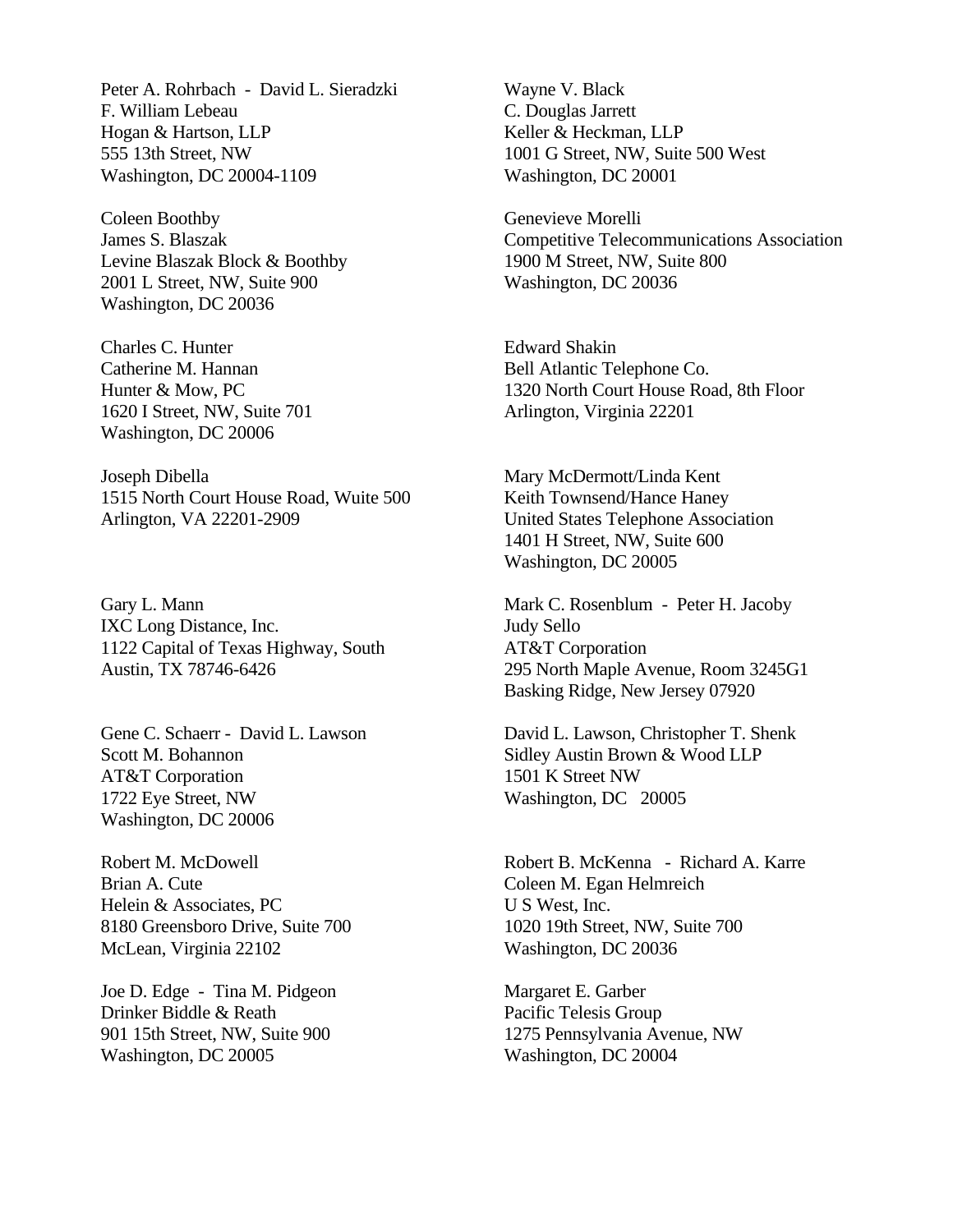Peter A. Rohrbach - David L. Sieradzki
F. William Lebeau
Hogan & Hartson, LLP
555 13th Street, NW
Washington, DC 20004-1109

Wayne V. Black
C. Douglas Jarrett
Keller & Heckman, LLP
1001 G Street, NW, Suite 500 West
Washington, DC 20001

Coleen Boothby
James S. Blaszak
Levine Blaszak Block & Boothby
2001 L Street, NW, Suite 900
Washington, DC 20036

Genevieve Morelli
Competitive Telecommunications Association
1900 M Street, NW, Suite 800
Washington, DC 20036

Charles C. Hunter
Catherine M. Hannan
Hunter & Mow, PC
1620 I Street, NW, Suite 701
Washington, DC 20006

Edward Shakin
Bell Atlantic Telephone Co.
1320 North Court House Road, 8th Floor
Arlington, Virginia 22201

Joseph Dibella
1515 North Court House Road, Wuite 500
Arlington, VA 22201-2909

Mary McDermott/Linda Kent
Keith Townsend/Hance Haney
United States Telephone Association
1401 H Street, NW, Suite 600
Washington, DC 20005

Gary L. Mann
IXC Long Distance, Inc.
1122 Capital of Texas Highway, South
Austin, TX 78746-6426

Mark C. Rosenblum - Peter H. Jacoby
Judy Sello
AT&T Corporation
295 North Maple Avenue, Room 3245G1
Basking Ridge, New Jersey 07920

Gene C. Schaerr - David L. Lawson
Scott M. Bohannon
AT&T Corporation
1722 Eye Street, NW
Washington, DC 20006

David L. Lawson, Christopher T. Shenk
Sidley Austin Brown & Wood LLP
1501 K Street NW
Washington, DC 20005

Robert M. McDowell
Brian A. Cute
Helein & Associates, PC
8180 Greensboro Drive, Suite 700
McLean, Virginia 22102

Robert B. McKenna - Richard A. Karre
Coleen M. Egan Helmreich
U S West, Inc.
1020 19th Street, NW, Suite 700
Washington, DC 20036

Joe D. Edge - Tina M. Pidgeon
Drinker Biddle & Reath
901 15th Street, NW, Suite 900
Washington, DC 20005

Margaret E. Garber
Pacific Telesis Group
1275 Pennsylvania Avenue, NW
Washington, DC 20004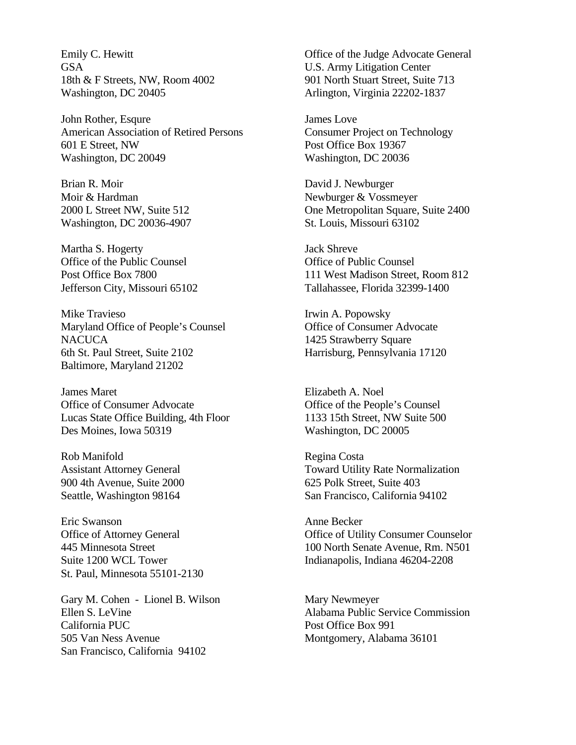Emily C. Hewitt
GSA
18th & F Streets, NW, Room 4002
Washington, DC 20405

Office of the Judge Advocate General
U.S. Army Litigation Center
901 North Stuart Street, Suite 713
Arlington, Virginia 22202-1837

John Rother, Esqure
American Association of Retired Persons
601 E Street, NW
Washington, DC 20049

James Love
Consumer Project on Technology
Post Office Box 19367
Washington, DC 20036

Brian R. Moir
Moir & Hardman
2000 L Street NW, Suite 512
Washington, DC 20036-4907

David J. Newburger
Newburger & Vossmeyer
One Metropolitan Square, Suite 2400
St. Louis, Missouri 63102

Martha S. Hogerty
Office of the Public Counsel
Post Office Box 7800
Jefferson City, Missouri 65102

Jack Shreve
Office of Public Counsel
111 West Madison Street, Room 812
Tallahassee, Florida 32399-1400

Mike Travieso
Maryland Office of People's Counsel
NACUCA
6th St. Paul Street, Suite 2102
Baltimore, Maryland 21202

Irwin A. Popowsky
Office of Consumer Advocate
1425 Strawberry Square
Harrisburg, Pennsylvania 17120

James Maret
Office of Consumer Advocate
Lucas State Office Building, 4th Floor
Des Moines, Iowa 50319

Elizabeth A. Noel
Office of the People's Counsel
1133 15th Street, NW Suite 500
Washington, DC 20005

Rob Manifold
Assistant Attorney General
900 4th Avenue, Suite 2000
Seattle, Washington 98164

Regina Costa
Toward Utility Rate Normalization
625 Polk Street, Suite 403
San Francisco, California 94102

Eric Swanson
Office of Attorney General
445 Minnesota Street
Suite 1200 WCL Tower
St. Paul, Minnesota 55101-2130

Anne Becker
Office of Utility Consumer Counselor
100 North Senate Avenue, Rm. N501
Indianapolis, Indiana 46204-2208

Gary M. Cohen - Lionel B. Wilson
Ellen S. LeVine
California PUC
505 Van Ness Avenue
San Francisco, California 94102

Mary Newmeyer
Alabama Public Service Commission
Post Office Box 991
Montgomery, Alabama 36101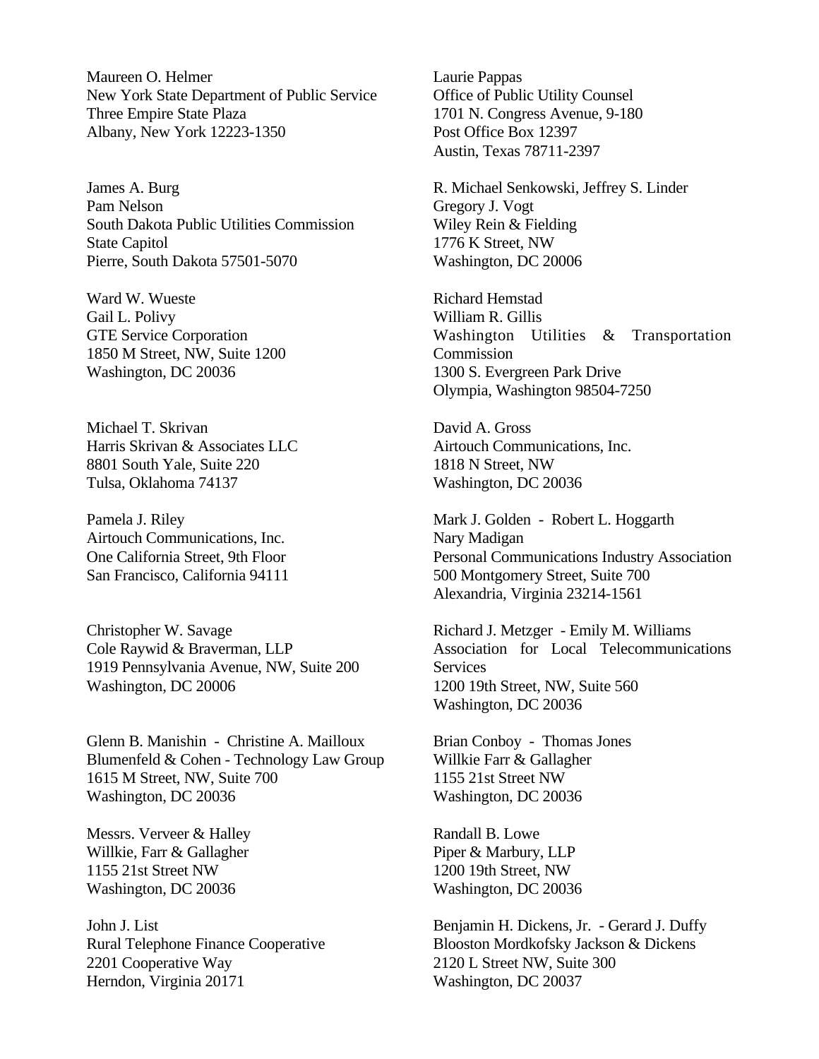Maureen O. Helmer
New York State Department of Public Service
Three Empire State Plaza
Albany, New York 12223-1350

James A. Burg
Pam Nelson
South Dakota Public Utilities Commission
State Capitol
Pierre, South Dakota 57501-5070

Ward W. Wueste
Gail L. Polivy
GTE Service Corporation
1850 M Street, NW, Suite 1200
Washington, DC 20036

Michael T. Skrivan
Harris Skrivan & Associates LLC
8801 South Yale, Suite 220
Tulsa, Oklahoma 74137

Pamela J. Riley
Airtouch Communications, Inc.
One California Street, 9th Floor
San Francisco, California 94111

Christopher W. Savage
Cole Raywid & Braverman, LLP
1919 Pennsylvania Avenue, NW, Suite 200
Washington, DC 20006

Glenn B. Manishin - Christine A. Mailloux
Blumenfeld & Cohen - Technology Law Group
1615 M Street, NW, Suite 700
Washington, DC 20036

Messrs. Verveer & Halley
Willkie, Farr & Gallagher
1155 21st Street NW
Washington, DC 20036

John J. List
Rural Telephone Finance Cooperative
2201 Cooperative Way
Herndon, Virginia 20171

Laurie Pappas
Office of Public Utility Counsel
1701 N. Congress Avenue, 9-180
Post Office Box 12397
Austin, Texas 78711-2397

R. Michael Senkowski, Jeffrey S. Linder
Gregory J. Vogt
Wiley Rein & Fielding
1776 K Street, NW
Washington, DC 20006

Richard Hemstad
William R. Gillis
Washington Utilities & Transportation Commission
1300 S. Evergreen Park Drive
Olympia, Washington 98504-7250

David A. Gross
Airtouch Communications, Inc.
1818 N Street, NW
Washington, DC 20036

Mark J. Golden - Robert L. Hoggarth
Nary Madigan
Personal Communications Industry Association
500 Montgomery Street, Suite 700
Alexandria, Virginia 23214-1561

Richard J. Metzger - Emily M. Williams
Association for Local Telecommunications Services
1200 19th Street, NW, Suite 560
Washington, DC 20036

Brian Conboy - Thomas Jones
Willkie Farr & Gallagher
1155 21st Street NW
Washington, DC 20036

Randall B. Lowe
Piper & Marbury, LLP
1200 19th Street, NW
Washington, DC 20036

Benjamin H. Dickens, Jr. - Gerard J. Duffy
Blooston Mordkofsky Jackson & Dickens
2120 L Street NW, Suite 300
Washington, DC 20037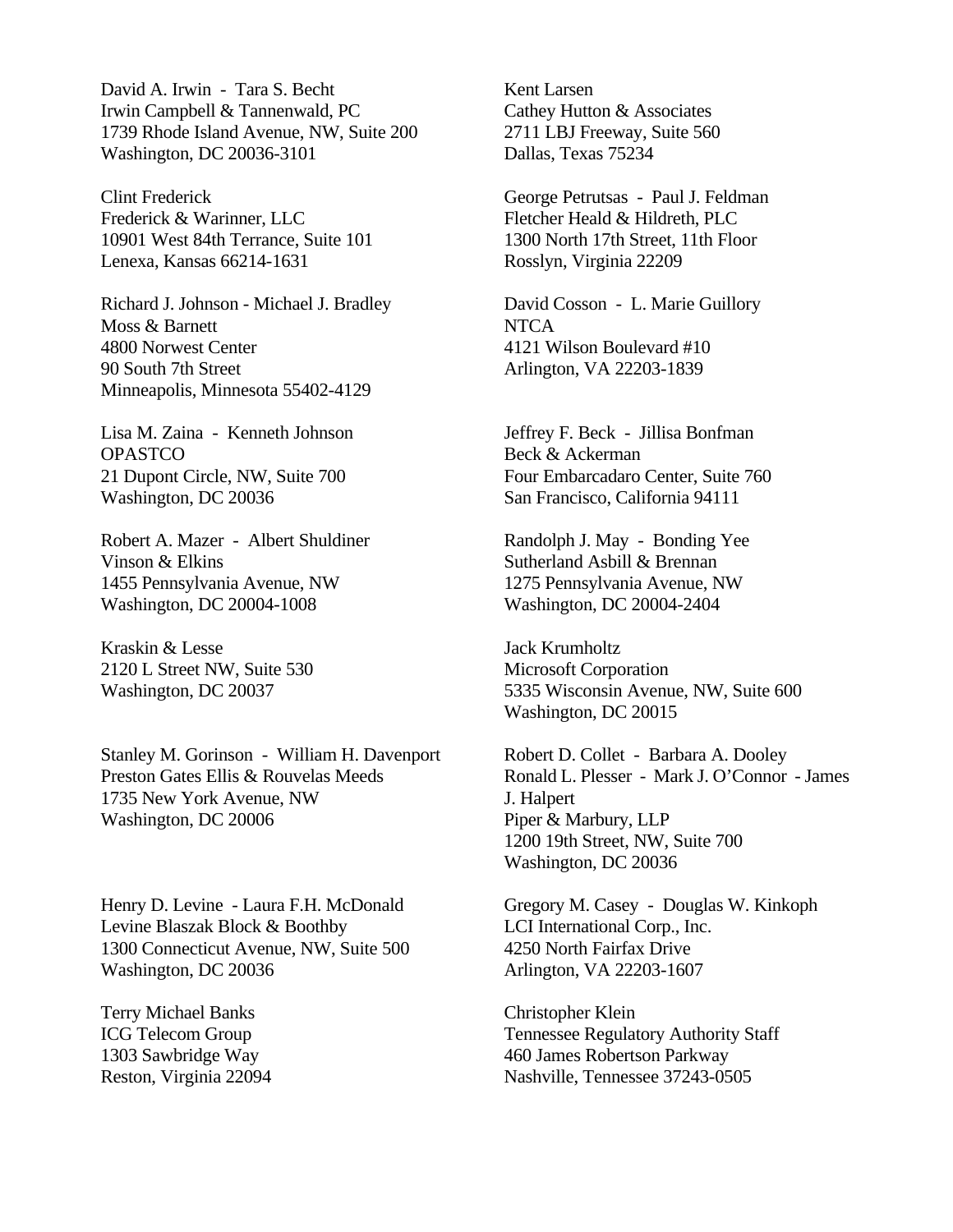David A. Irwin - Tara S. Becht
Irwin Campbell & Tannenwald, PC
1739 Rhode Island Avenue, NW, Suite 200
Washington, DC 20036-3101

Clint Frederick
Frederick & Warinner, LLC
10901 West 84th Terrance, Suite 101
Lenexa, Kansas 66214-1631

Richard J. Johnson - Michael J. Bradley
Moss & Barnett
4800 Norwest Center
90 South 7th Street
Minneapolis, Minnesota 55402-4129

Lisa M. Zaina - Kenneth Johnson
OPASTCO
21 Dupont Circle, NW, Suite 700
Washington, DC 20036

Robert A. Mazer - Albert Shuldiner
Vinson & Elkins
1455 Pennsylvania Avenue, NW
Washington, DC 20004-1008

Kraskin & Lesse
2120 L Street NW, Suite 530
Washington, DC 20037

Stanley M. Gorinson - William H. Davenport
Preston Gates Ellis & Rouvelas Meeds
1735 New York Avenue, NW
Washington, DC 20006

Henry D. Levine - Laura F.H. McDonald
Levine Blaszak Block & Boothby
1300 Connecticut Avenue, NW, Suite 500
Washington, DC 20036

Terry Michael Banks
ICG Telecom Group
1303 Sawbridge Way
Reston, Virginia 22094

Kent Larsen
Cathey Hutton & Associates
2711 LBJ Freeway, Suite 560
Dallas, Texas 75234

George Petrutsas - Paul J. Feldman
Fletcher Heald & Hildreth, PLC
1300 North 17th Street, 11th Floor
Rosslyn, Virginia 22209

David Cosson - L. Marie Guillory
NTCA
4121 Wilson Boulevard #10
Arlington, VA 22203-1839

Jeffrey F. Beck - Jillisa Bonfman
Beck & Ackerman
Four Embarcadaro Center, Suite 760
San Francisco, California 94111

Randolph J. May - Bonding Yee
Sutherland Asbill & Brennan
1275 Pennsylvania Avenue, NW
Washington, DC 20004-2404

Jack Krumholtz
Microsoft Corporation
5335 Wisconsin Avenue, NW, Suite 600
Washington, DC 20015

Robert D. Collet - Barbara A. Dooley
Ronald L. Plesser - Mark J. O'Connor - James J. Halpert
Piper & Marbury, LLP
1200 19th Street, NW, Suite 700
Washington, DC 20036

Gregory M. Casey - Douglas W. Kinkoph
LCI International Corp., Inc.
4250 North Fairfax Drive
Arlington, VA 22203-1607

Christopher Klein
Tennessee Regulatory Authority Staff
460 James Robertson Parkway
Nashville, Tennessee 37243-0505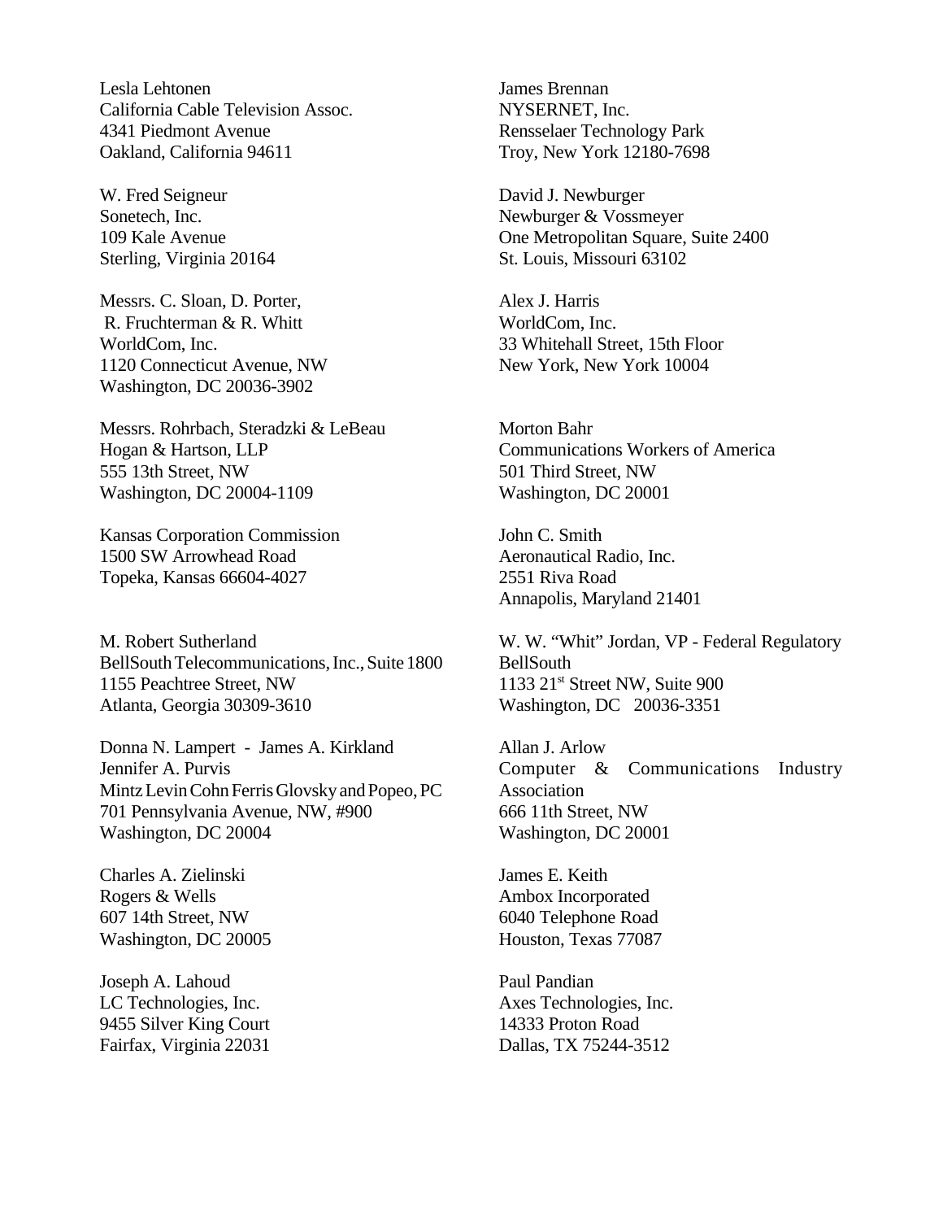Lesla Lehtonen
California Cable Television Assoc.
4341 Piedmont Avenue
Oakland, California 94611

W. Fred Seigneur
Sonetech, Inc.
109 Kale Avenue
Sterling, Virginia 20164

Messrs. C. Sloan, D. Porter,
R. Fruchterman & R. Whitt
WorldCom, Inc.
1120 Connecticut Avenue, NW
Washington, DC 20036-3902

Messrs. Rohrbach, Steradzki & LeBeau
Hogan & Hartson, LLP
555 13th Street, NW
Washington, DC 20004-1109

Kansas Corporation Commission
1500 SW Arrowhead Road
Topeka, Kansas 66604-4027

M. Robert Sutherland
BellSouth Telecommunications, Inc., Suite 1800
1155 Peachtree Street, NW
Atlanta, Georgia 30309-3610

Donna N. Lampert - James A. Kirkland
Jennifer A. Purvis
Mintz Levin Cohn Ferris Glovsky and Popeo, PC
701 Pennsylvania Avenue, NW, #900
Washington, DC 20004

Charles A. Zielinski
Rogers & Wells
607 14th Street, NW
Washington, DC 20005

Joseph A. Lahoud
LC Technologies, Inc.
9455 Silver King Court
Fairfax, Virginia 22031

James Brennan
NYSERNET, Inc.
Rensselaer Technology Park
Troy, New York 12180-7698

David J. Newburger
Newburger & Vossmeyer
One Metropolitan Square, Suite 2400
St. Louis, Missouri 63102

Alex J. Harris
WorldCom, Inc.
33 Whitehall Street, 15th Floor
New York, New York 10004

Morton Bahr
Communications Workers of America
501 Third Street, NW
Washington, DC 20001

John C. Smith
Aeronautical Radio, Inc.
2551 Riva Road
Annapolis, Maryland 21401

W. W. "Whit" Jordan, VP - Federal Regulatory
BellSouth
1133 21st Street NW, Suite 900
Washington, DC 20036-3351

Allan J. Arlow
Computer & Communications Industry Association
666 11th Street, NW
Washington, DC 20001

James E. Keith
Ambox Incorporated
6040 Telephone Road
Houston, Texas 77087

Paul Pandian
Axes Technologies, Inc.
14333 Proton Road
Dallas, TX 75244-3512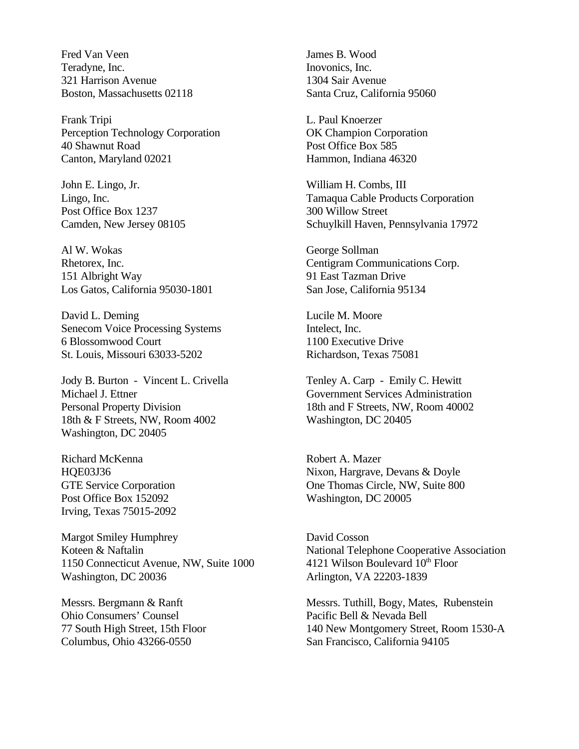Fred Van Veen
Teradyne, Inc.
321 Harrison Avenue
Boston, Massachusetts 02118

James B. Wood
Inovonics, Inc.
1304 Sair Avenue
Santa Cruz, California 95060

Frank Tripi
Perception Technology Corporation
40 Shawnut Road
Canton, Maryland 02021

L. Paul Knoerzer
OK Champion Corporation
Post Office Box 585
Hammon, Indiana 46320

John E. Lingo, Jr.
Lingo, Inc.
Post Office Box 1237
Camden, New Jersey 08105

William H. Combs, III
Tamaqua Cable Products Corporation
300 Willow Street
Schuylkill Haven, Pennsylvania 17972

Al W. Wokas
Rhetorex, Inc.
151 Albright Way
Los Gatos, California 95030-1801

George Sollman
Centigram Communications Corp.
91 East Tazman Drive
San Jose, California 95134

David L. Deming
Senecom Voice Processing Systems
6 Blossomwood Court
St. Louis, Missouri 63033-5202

Lucile M. Moore
Intelect, Inc.
1100 Executive Drive
Richardson, Texas 75081

Jody B. Burton - Vincent L. Crivella
Michael J. Ettner
Personal Property Division
18th & F Streets, NW, Room 4002
Washington, DC 20405

Tenley A. Carp - Emily C. Hewitt
Government Services Administration
18th and F Streets, NW, Room 40002
Washington, DC 20405

Richard McKenna
HQE03J36
GTE Service Corporation
Post Office Box 152092
Irving, Texas 75015-2092

Robert A. Mazer
Nixon, Hargrave, Devans & Doyle
One Thomas Circle, NW, Suite 800
Washington, DC 20005

Margot Smiley Humphrey
Koteen & Naftalin
1150 Connecticut Avenue, NW, Suite 1000
Washington, DC 20036

David Cosson
National Telephone Cooperative Association
4121 Wilson Boulevard 10th Floor
Arlington, VA 22203-1839

Messrs. Bergmann & Ranft
Ohio Consumers' Counsel
77 South High Street, 15th Floor
Columbus, Ohio 43266-0550

Messrs. Tuthill, Bogy, Mates, Rubenstein
Pacific Bell & Nevada Bell
140 New Montgomery Street, Room 1530-A
San Francisco, California 94105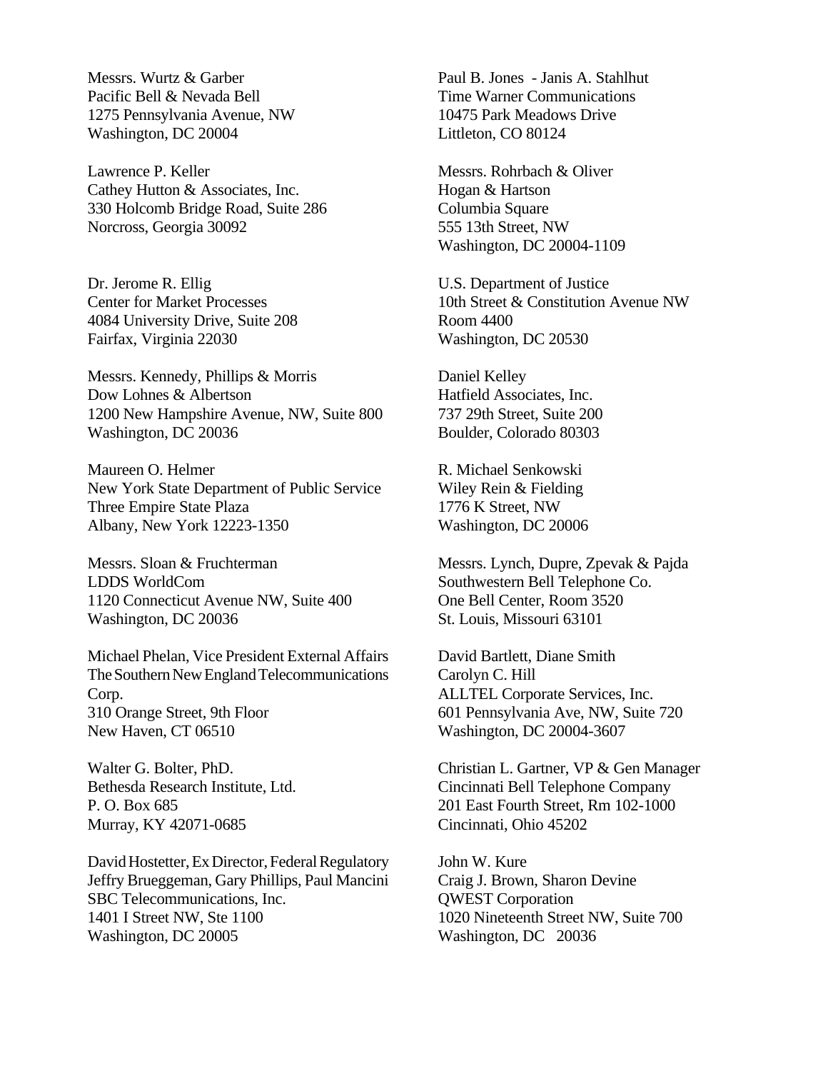Messrs. Wurtz & Garber
Pacific Bell & Nevada Bell
1275 Pennsylvania Avenue, NW
Washington, DC 20004

Lawrence P. Keller
Cathey Hutton & Associates, Inc.
330 Holcomb Bridge Road, Suite 286
Norcross, Georgia 30092

Dr. Jerome R. Ellig
Center for Market Processes
4084 University Drive, Suite 208
Fairfax, Virginia 22030

Messrs. Kennedy, Phillips & Morris
Dow Lohnes & Albertson
1200 New Hampshire Avenue, NW, Suite 800
Washington, DC 20036

Maureen O. Helmer
New York State Department of Public Service
Three Empire State Plaza
Albany, New York 12223-1350

Messrs. Sloan & Fruchterman
LDDS WorldCom
1120 Connecticut Avenue NW, Suite 400
Washington, DC 20036

Michael Phelan, Vice President External Affairs
The Southern New England Telecommunications Corp.
310 Orange Street, 9th Floor
New Haven, CT 06510

Walter G. Bolter, PhD.
Bethesda Research Institute, Ltd.
P. O. Box 685
Murray, KY 42071-0685

David Hostetter, Ex Director, Federal Regulatory
Jeffry Brueggeman, Gary Phillips, Paul Mancini
SBC Telecommunications, Inc.
1401 I Street NW, Ste 1100
Washington, DC 20005

Paul B. Jones - Janis A. Stahlhut
Time Warner Communications
10475 Park Meadows Drive
Littleton, CO 80124

Messrs. Rohrbach & Oliver
Hogan & Hartson
Columbia Square
555 13th Street, NW
Washington, DC 20004-1109

U.S. Department of Justice
10th Street & Constitution Avenue NW
Room 4400
Washington, DC 20530

Daniel Kelley
Hatfield Associates, Inc.
737 29th Street, Suite 200
Boulder, Colorado 80303

R. Michael Senkowski
Wiley Rein & Fielding
1776 K Street, NW
Washington, DC 20006

Messrs. Lynch, Dupre, Zpevak & Pajda
Southwestern Bell Telephone Co.
One Bell Center, Room 3520
St. Louis, Missouri 63101

David Bartlett, Diane Smith
Carolyn C. Hill
ALLTEL Corporate Services, Inc.
601 Pennsylvania Ave, NW, Suite 720
Washington, DC 20004-3607

Christian L. Gartner, VP & Gen Manager
Cincinnati Bell Telephone Company
201 East Fourth Street, Rm 102-1000
Cincinnati, Ohio 45202

John W. Kure
Craig J. Brown, Sharon Devine
QWEST Corporation
1020 Nineteenth Street NW, Suite 700
Washington, DC 20036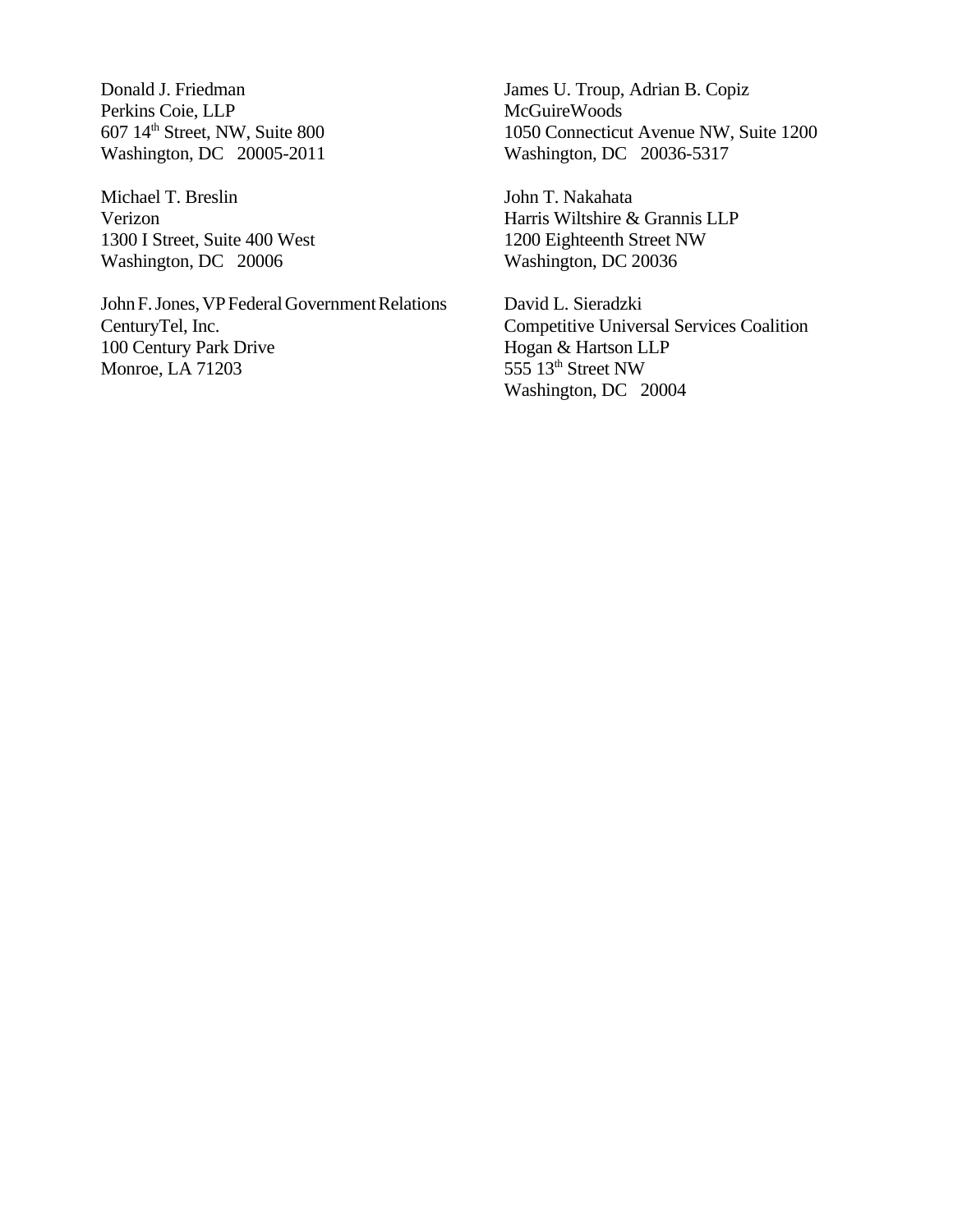Donald J. Friedman
Perkins Coie, LLP
607 14th Street, NW, Suite 800
Washington, DC 20005-2011

Michael T. Breslin
Verizon
1300 I Street, Suite 400 West
Washington, DC 20006

John F. Jones, VP Federal Government Relations
CenturyTel, Inc.
100 Century Park Drive
Monroe, LA 71203

James U. Troup, Adrian B. Copiz
McGuireWoods
1050 Connecticut Avenue NW, Suite 1200
Washington, DC 20036-5317

John T. Nakahata
Harris Wiltshire & Grannis LLP
1200 Eighteenth Street NW
Washington, DC 20036

David L. Sieradzki
Competitive Universal Services Coalition
Hogan & Hartson LLP
555 13th Street NW
Washington, DC 20004